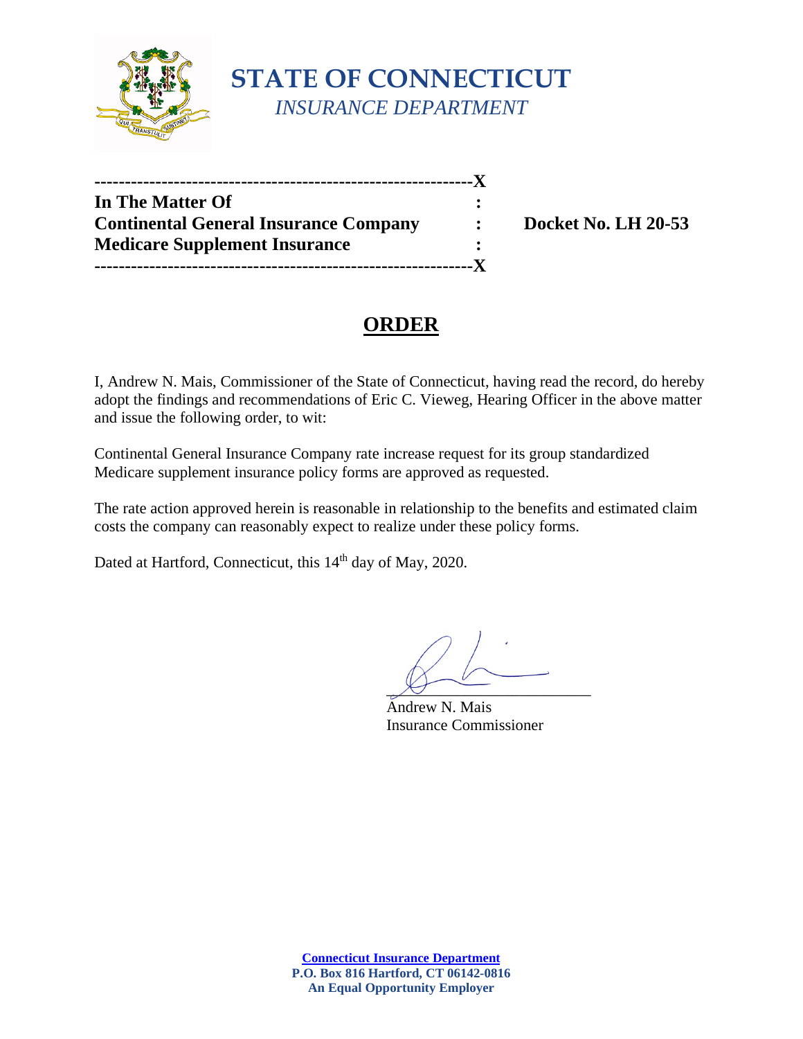# STATE OF CONNECTICUT

*INSURANCE DEPARTMENT*

| | | |
|---|---|---|
| **In The Matter Of** | **:** | |
| **Continental General Insurance Company** | **:** | **Docket No. LH 20-53** |
| **Medicare Supplement Insurance** | **:** | |

## ORDER

I, Andrew N. Mais, Commissioner of the State of Connecticut, having read the record, do hereby adopt the findings and recommendations of Eric C. Vieweg, Hearing Officer in the above matter and issue the following order, to wit:

Continental General Insurance Company rate increase request for its group standardized Medicare supplement insurance policy forms are approved as requested.

The rate action approved herein is reasonable in relationship to the benefits and estimated claim costs the company can reasonably expect to realize under these policy forms.

Dated at Hartford, Connecticut, this 14th day of May, 2020.

Andrew N. Mais
Insurance Commissioner

**Connecticut Insurance Department**
**P.O. Box 816 Hartford, CT 06142-0816**
**An Equal Opportunity Employer**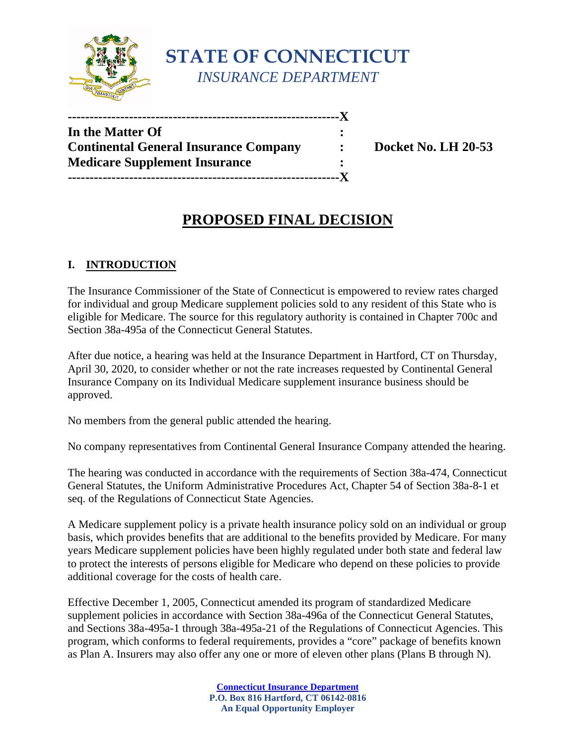**STATE OF CONNECTICUT**
*INSURANCE DEPARTMENT*

```
------------------------------------------------------------X
In the Matter Of                                :
Continental General Insurance Company           :     Docket No. LH 20-53
Medicare Supplement Insurance                   :
------------------------------------------------------------X
```

# PROPOSED FINAL DECISION

## I. INTRODUCTION

The Insurance Commissioner of the State of Connecticut is empowered to review rates charged for individual and group Medicare supplement policies sold to any resident of this State who is eligible for Medicare. The source for this regulatory authority is contained in Chapter 700c and Section 38a-495a of the Connecticut General Statutes.

After due notice, a hearing was held at the Insurance Department in Hartford, CT on Thursday, April 30, 2020, to consider whether or not the rate increases requested by Continental General Insurance Company on its Individual Medicare supplement insurance business should be approved.

No members from the general public attended the hearing.

No company representatives from Continental General Insurance Company attended the hearing.

The hearing was conducted in accordance with the requirements of Section 38a-474, Connecticut General Statutes, the Uniform Administrative Procedures Act, Chapter 54 of Section 38a-8-1 et seq. of the Regulations of Connecticut State Agencies.

A Medicare supplement policy is a private health insurance policy sold on an individual or group basis, which provides benefits that are additional to the benefits provided by Medicare. For many years Medicare supplement policies have been highly regulated under both state and federal law to protect the interests of persons eligible for Medicare who depend on these policies to provide additional coverage for the costs of health care.

Effective December 1, 2005, Connecticut amended its program of standardized Medicare supplement policies in accordance with Section 38a-496a of the Connecticut General Statutes, and Sections 38a-495a-1 through 38a-495a-21 of the Regulations of Connecticut Agencies. This program, which conforms to federal requirements, provides a "core" package of benefits known as Plan A. Insurers may also offer any one or more of eleven other plans (Plans B through N).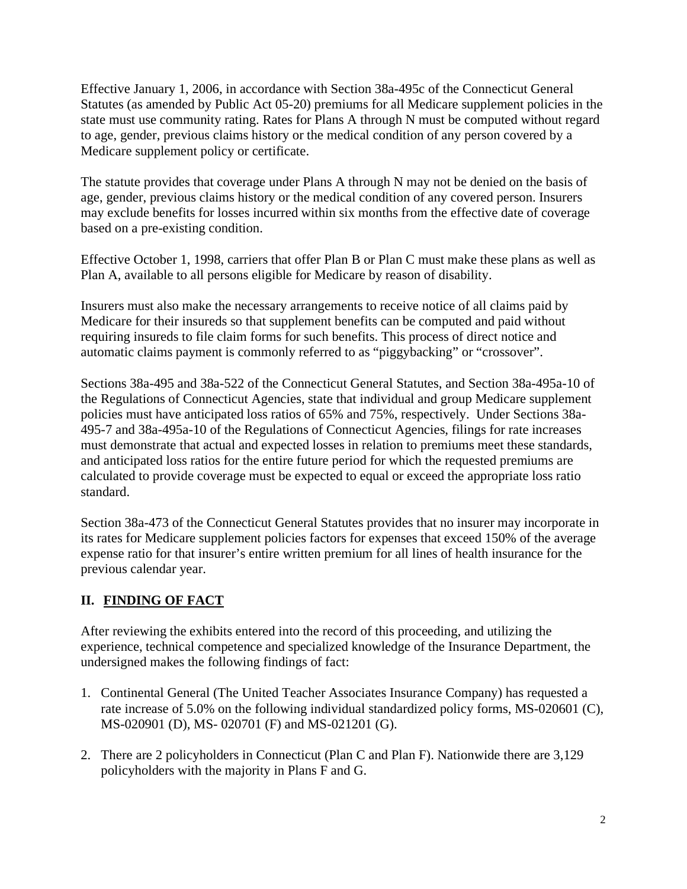Effective January 1, 2006, in accordance with Section 38a-495c of the Connecticut General Statutes (as amended by Public Act 05-20) premiums for all Medicare supplement policies in the state must use community rating. Rates for Plans A through N must be computed without regard to age, gender, previous claims history or the medical condition of any person covered by a Medicare supplement policy or certificate.

The statute provides that coverage under Plans A through N may not be denied on the basis of age, gender, previous claims history or the medical condition of any covered person. Insurers may exclude benefits for losses incurred within six months from the effective date of coverage based on a pre-existing condition.

Effective October 1, 1998, carriers that offer Plan B or Plan C must make these plans as well as Plan A, available to all persons eligible for Medicare by reason of disability.

Insurers must also make the necessary arrangements to receive notice of all claims paid by Medicare for their insureds so that supplement benefits can be computed and paid without requiring insureds to file claim forms for such benefits. This process of direct notice and automatic claims payment is commonly referred to as "piggybacking" or "crossover".

Sections 38a-495 and 38a-522 of the Connecticut General Statutes, and Section 38a-495a-10 of the Regulations of Connecticut Agencies, state that individual and group Medicare supplement policies must have anticipated loss ratios of 65% and 75%, respectively. Under Sections 38a-495-7 and 38a-495a-10 of the Regulations of Connecticut Agencies, filings for rate increases must demonstrate that actual and expected losses in relation to premiums meet these standards, and anticipated loss ratios for the entire future period for which the requested premiums are calculated to provide coverage must be expected to equal or exceed the appropriate loss ratio standard.

Section 38a-473 of the Connecticut General Statutes provides that no insurer may incorporate in its rates for Medicare supplement policies factors for expenses that exceed 150% of the average expense ratio for that insurer's entire written premium for all lines of health insurance for the previous calendar year.

## II. FINDING OF FACT

After reviewing the exhibits entered into the record of this proceeding, and utilizing the experience, technical competence and specialized knowledge of the Insurance Department, the undersigned makes the following findings of fact:

1. Continental General (The United Teacher Associates Insurance Company) has requested a rate increase of 5.0% on the following individual standardized policy forms, MS-020601 (C), MS-020901 (D), MS- 020701 (F) and MS-021201 (G).

2. There are 2 policyholders in Connecticut (Plan C and Plan F). Nationwide there are 3,129 policyholders with the majority in Plans F and G.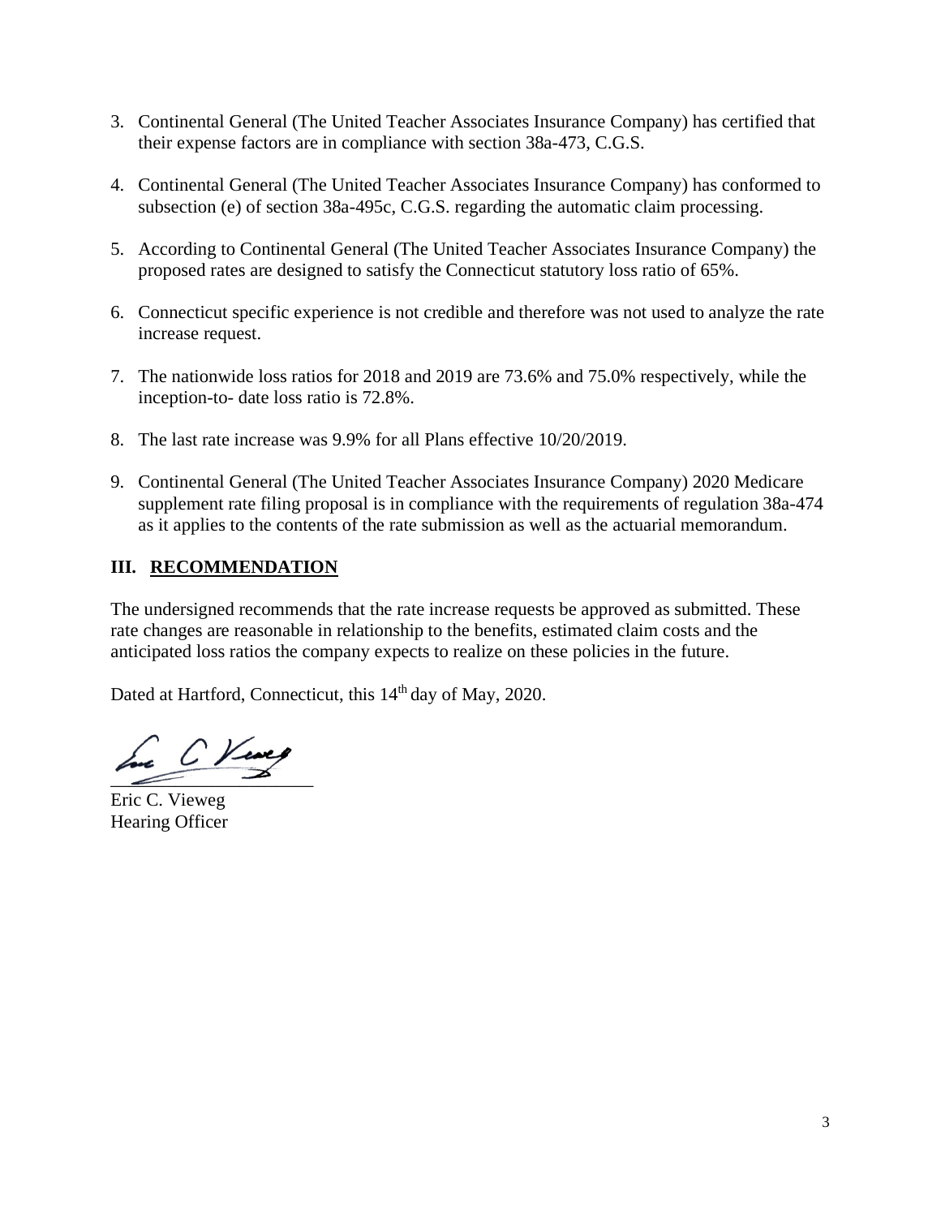3. Continental General (The United Teacher Associates Insurance Company) has certified that their expense factors are in compliance with section 38a-473, C.G.S.

4. Continental General (The United Teacher Associates Insurance Company) has conformed to subsection (e) of section 38a-495c, C.G.S. regarding the automatic claim processing.

5. According to Continental General (The United Teacher Associates Insurance Company) the proposed rates are designed to satisfy the Connecticut statutory loss ratio of 65%.

6. Connecticut specific experience is not credible and therefore was not used to analyze the rate increase request.

7. The nationwide loss ratios for 2018 and 2019 are 73.6% and 75.0% respectively, while the inception-to- date loss ratio is 72.8%.

8. The last rate increase was 9.9% for all Plans effective 10/20/2019.

9. Continental General (The United Teacher Associates Insurance Company) 2020 Medicare supplement rate filing proposal is in compliance with the requirements of regulation 38a-474 as it applies to the contents of the rate submission as well as the actuarial memorandum.

## III. RECOMMENDATION

The undersigned recommends that the rate increase requests be approved as submitted. These rate changes are reasonable in relationship to the benefits, estimated claim costs and the anticipated loss ratios the company expects to realize on these policies in the future.

Dated at Hartford, Connecticut, this 14th day of May, 2020.

Eric C. Vieweg
Hearing Officer